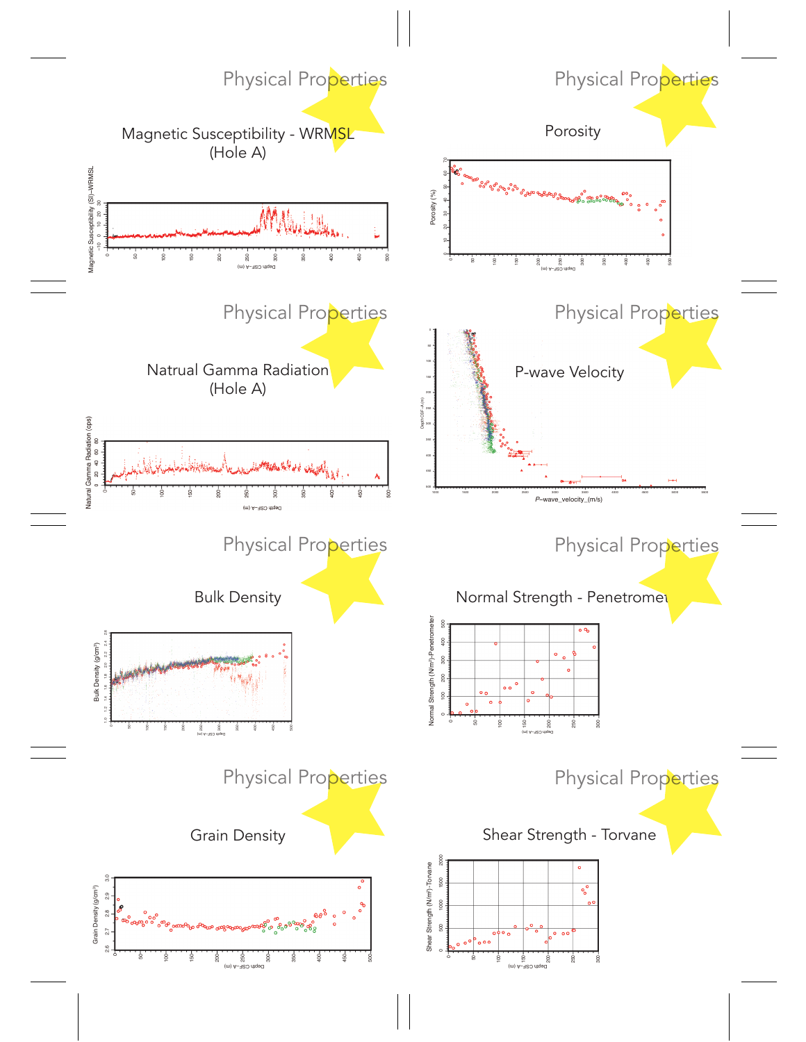## Physical Properties

### Magnetic Susceptibility - WRMSL (Hole A)

Magnetic Susceptibility (SI)–WRMSL

Depth CSF-A (m)

## Physical Properties

### Porosity

Porosity (%)

Depth CSF-A (m)

## Physical Properties

### Natrual Gamma Radiation (Hole A)

Natural Gamma Radiation (cps)

Depth CSF-A (m)

## Physical Properties

### P-wave Velocity

Depth CSF-A (m)

P–wave_velocity_(m/s)

## Physical Properties

### Bulk Density

Bulk Density (g/cm³)

Depth CSF-A (m)

## Physical Properties

### Normal Strength - Penetromet

Normal Strength (N/m²)-Penetrometer

Depth CSF-A (m)

## Physical Properties

### Grain Density

Grain Density (g/cm³)

Depth CSF-A (m)

## Physical Properties

### Shear Strength - Torvane

Shear Strength (N/m²)-Torvane

Depth CSF-A (m)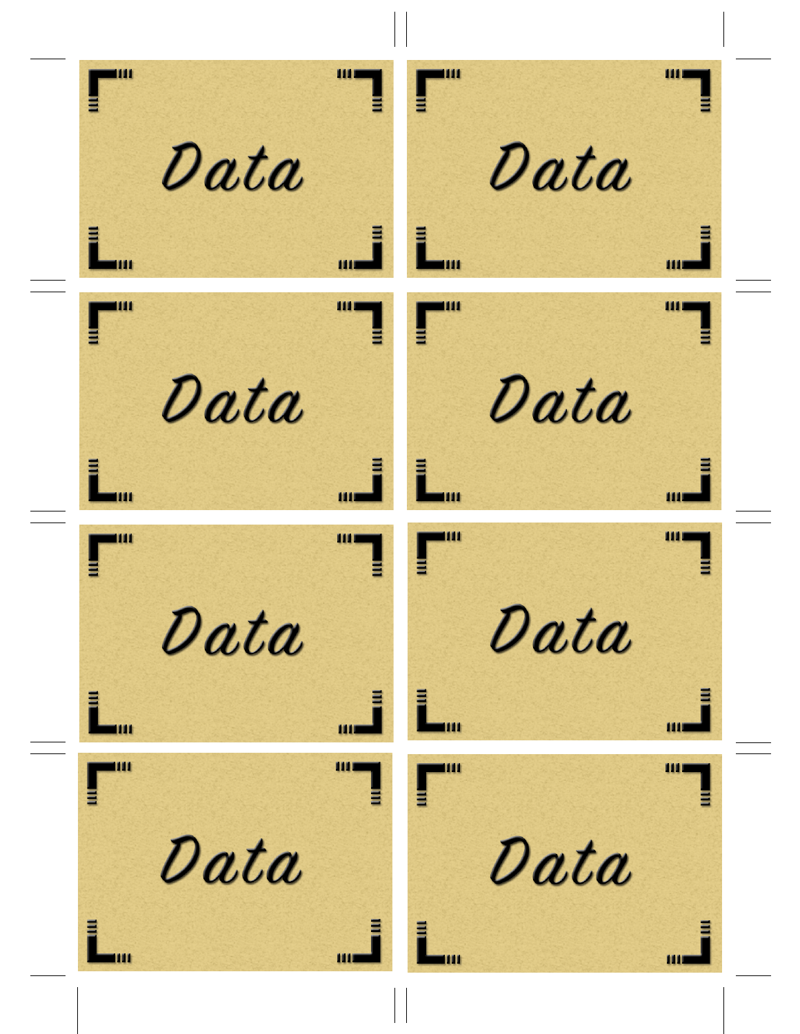Data

Data

Data

Data

Data

Data

Data

Data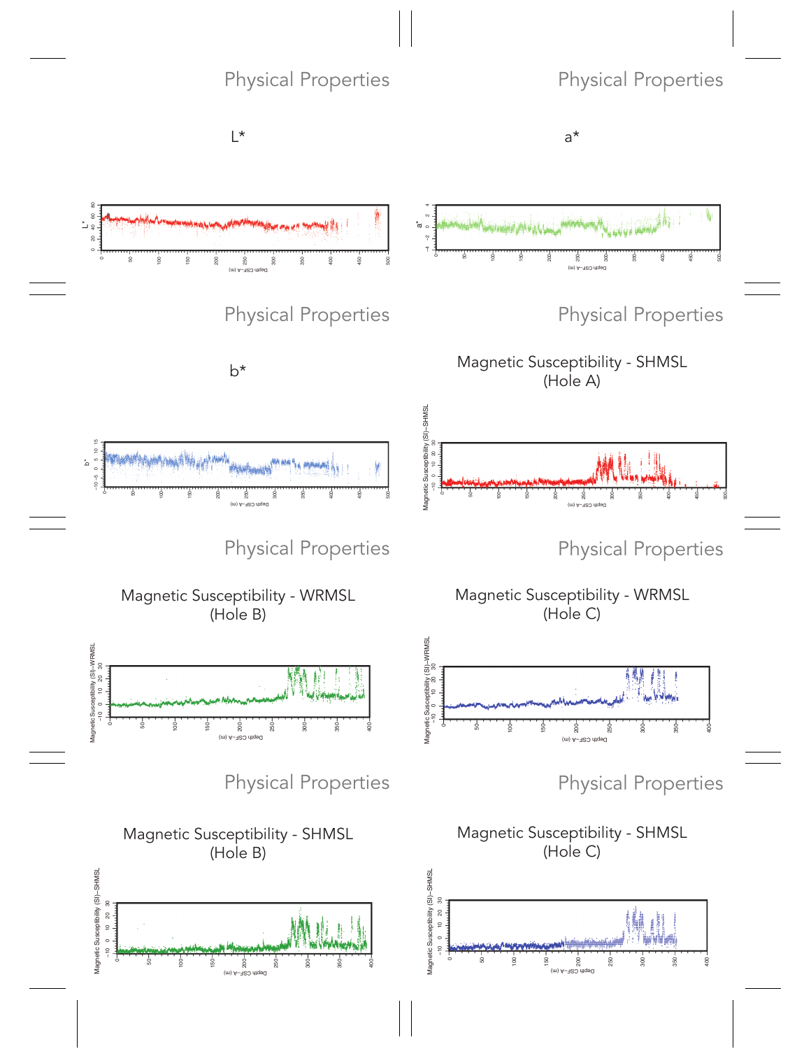Physical Properties

L*

Physical Properties

a*

Physical Properties

b*

Physical Properties

Magnetic Susceptibility - SHMSL
(Hole A)

Physical Properties

Magnetic Susceptibility - WRMSL
(Hole B)

Physical Properties

Magnetic Susceptibility - WRMSL
(Hole C)

Physical Properties

Magnetic Susceptibility - SHMSL
(Hole B)

Physical Properties

Magnetic Susceptibility - SHMSL
(Hole C)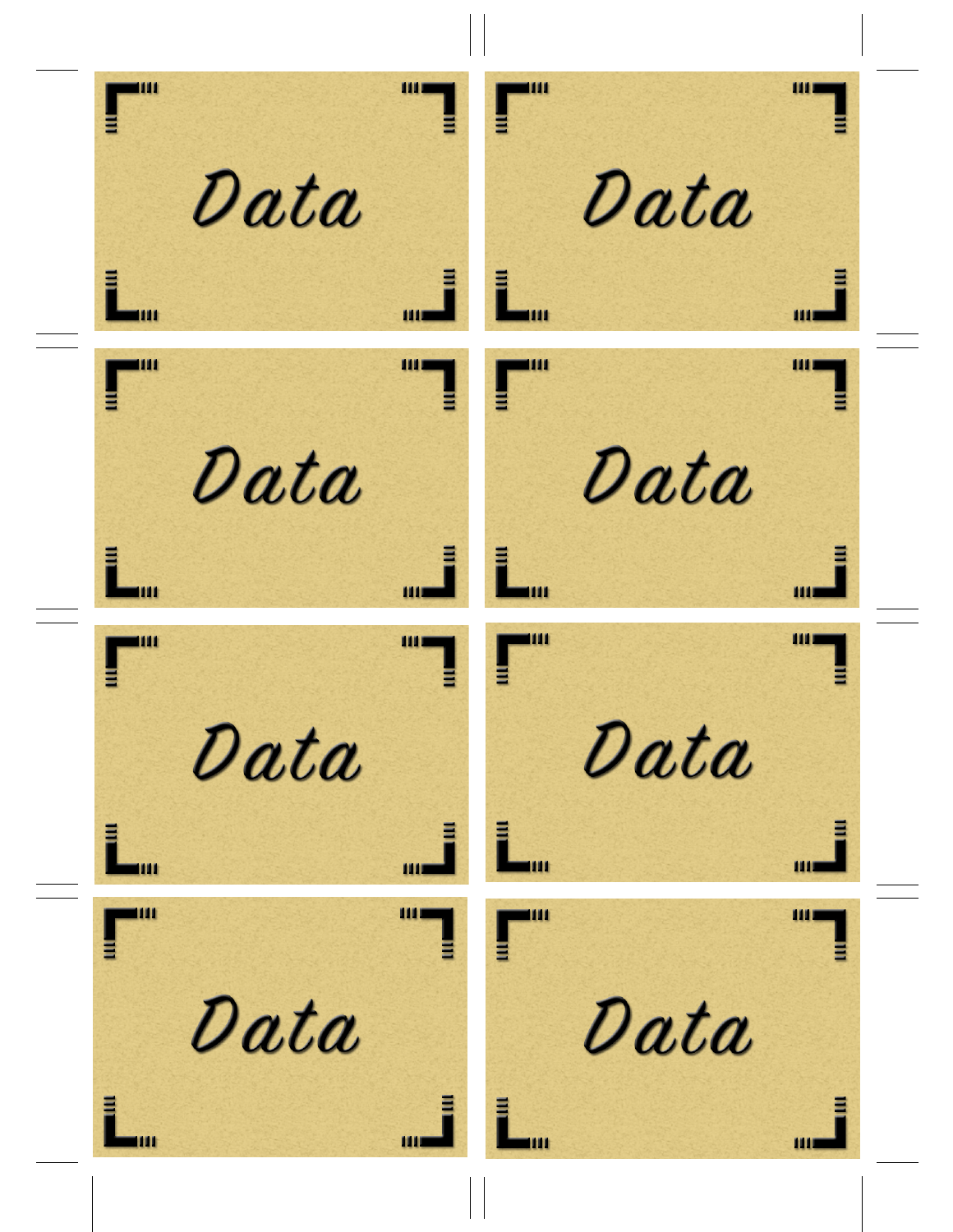Data

Data

Data

Data

Data

Data

Data

Data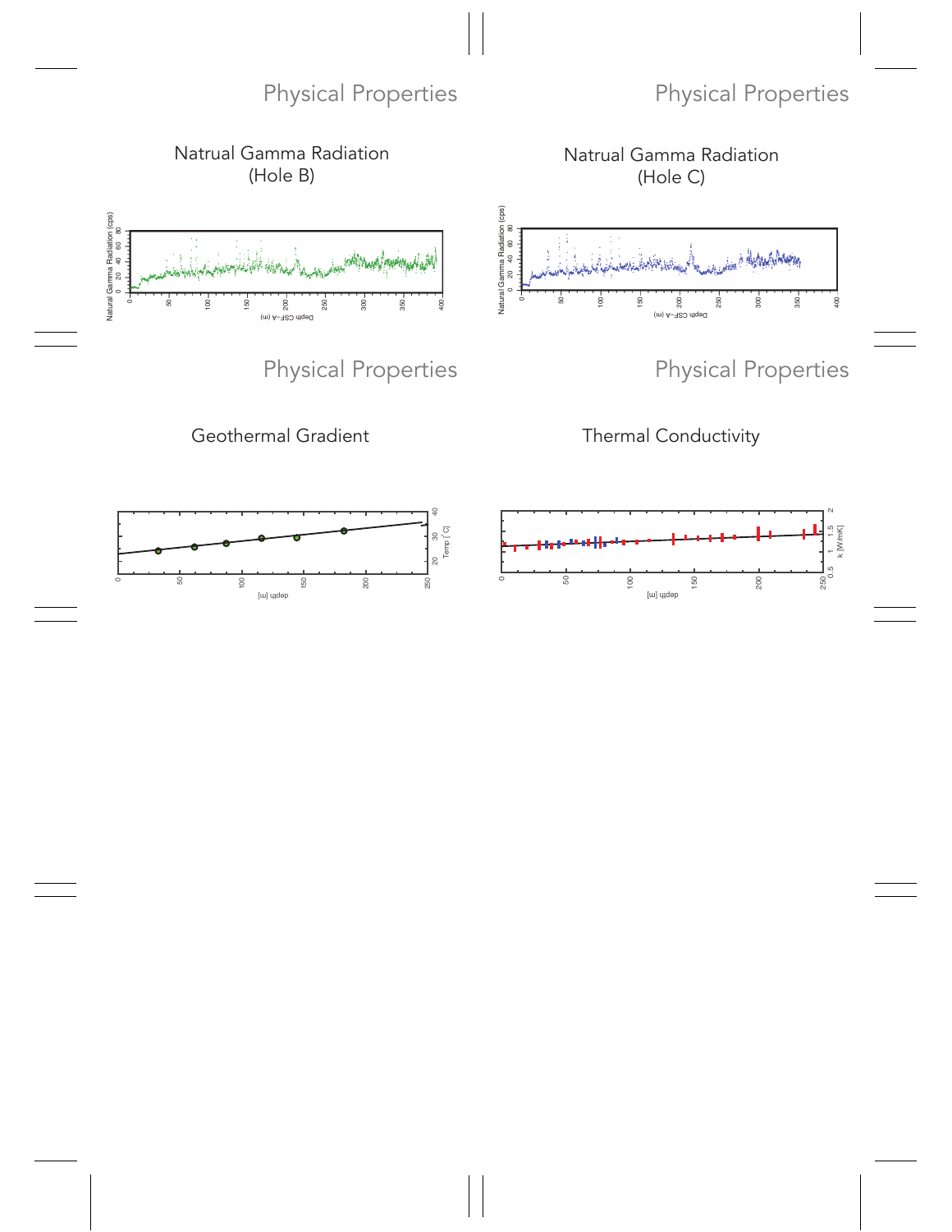## Physical Properties

### Natrual Gamma Radiation (Hole B)

Natural Gamma Radiation (cps)

Depth CSF–A (m)

## Physical Properties

### Natrual Gamma Radiation (Hole C)

Natural Gamma Radiation (cps)

Depth CSF–A (m)

## Physical Properties

### Geothermal Gradient

Temp [°C]

depth [m]

## Physical Properties

### Thermal Conductivity

k [W/mK]

depth [m]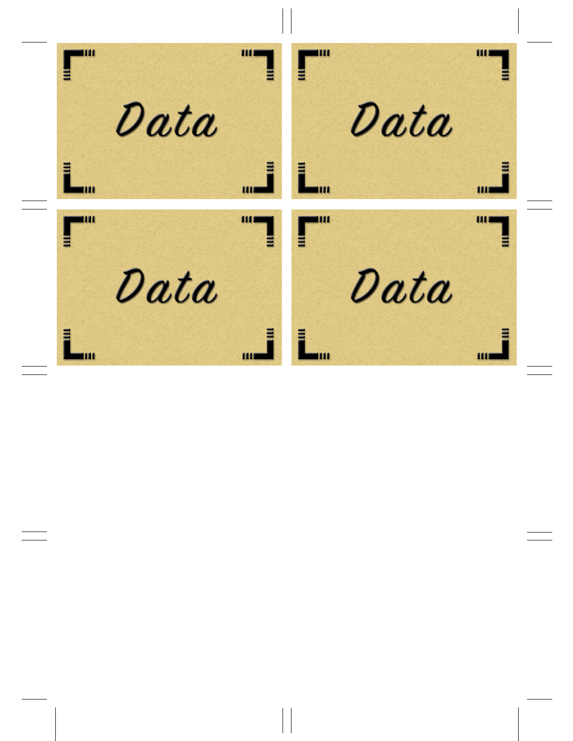Data

Data

Data

Data